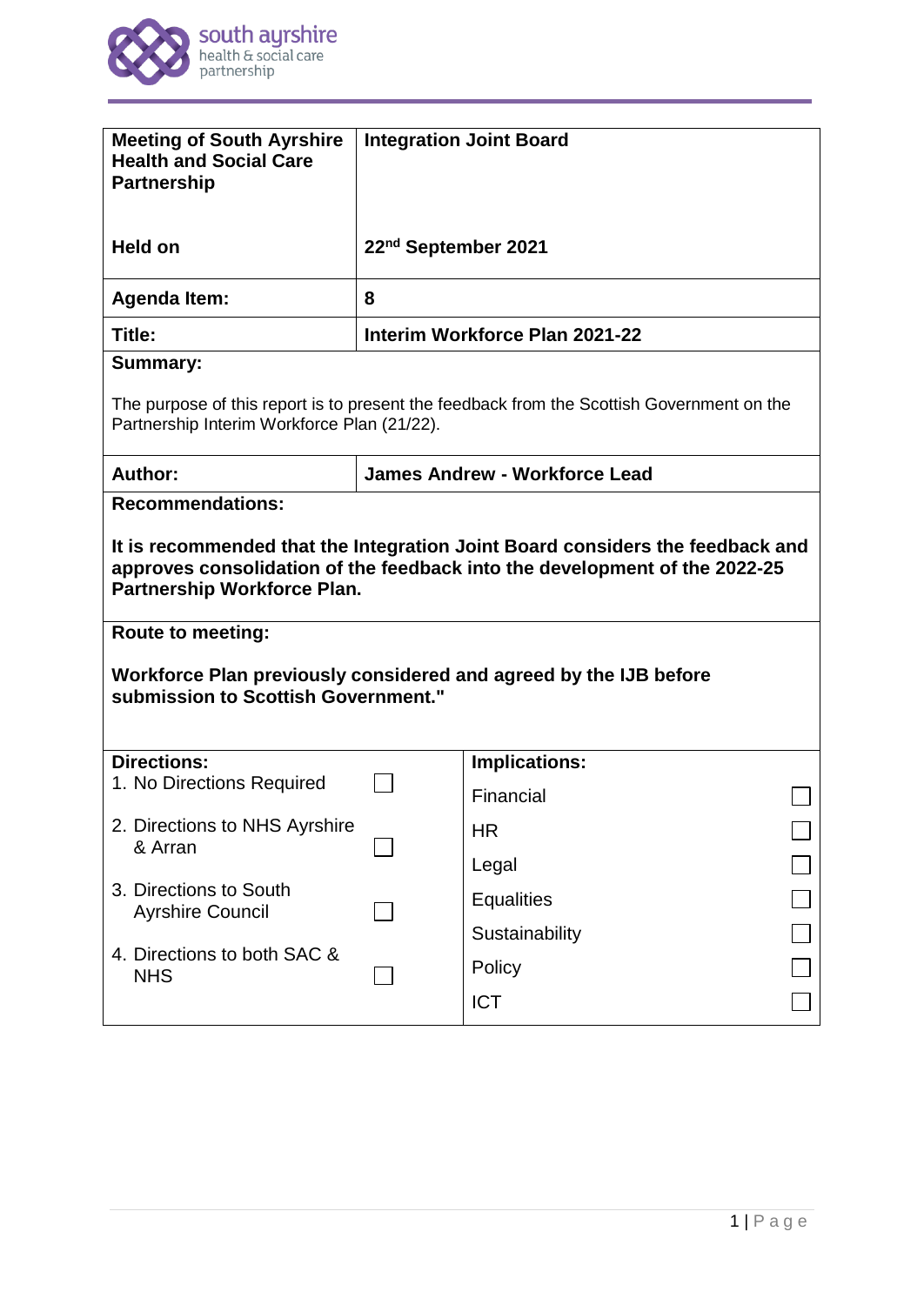| **Meeting of South Ayrshire Health and Social Care Partnership** | **Integration Joint Board** |
|---|---|
| **Held on** | **22nd September 2021** |
| **Agenda Item:** | **8** |
| **Title:** | **Interim Workforce Plan 2021-22** |

**Summary:**

The purpose of this report is to present the feedback from the Scottish Government on the Partnership Interim Workforce Plan (21/22).

| **Author:** | **James Andrew - Workforce Lead** |
|---|---|

**Recommendations:**

**It is recommended that the Integration Joint Board considers the feedback and approves consolidation of the feedback into the development of the 2022-25 Partnership Workforce Plan.**

**Route to meeting:**

**Workforce Plan previously considered and agreed by the IJB before submission to Scottish Government."**

| **Directions:** | | **Implications:** | |
|---|---|---|---|
| 1. No Directions Required | ☐ | Financial | ☐ |
| 2. Directions to NHS Ayrshire & Arran | ☐ | HR | ☐ |
| 3. Directions to South Ayrshire Council | ☐ | Legal | ☐ |
| 4. Directions to both SAC & NHS | ☐ | Equalities | ☐ |
| | | Sustainability | ☐ |
| | | Policy | ☐ |
| | | ICT | ☐ |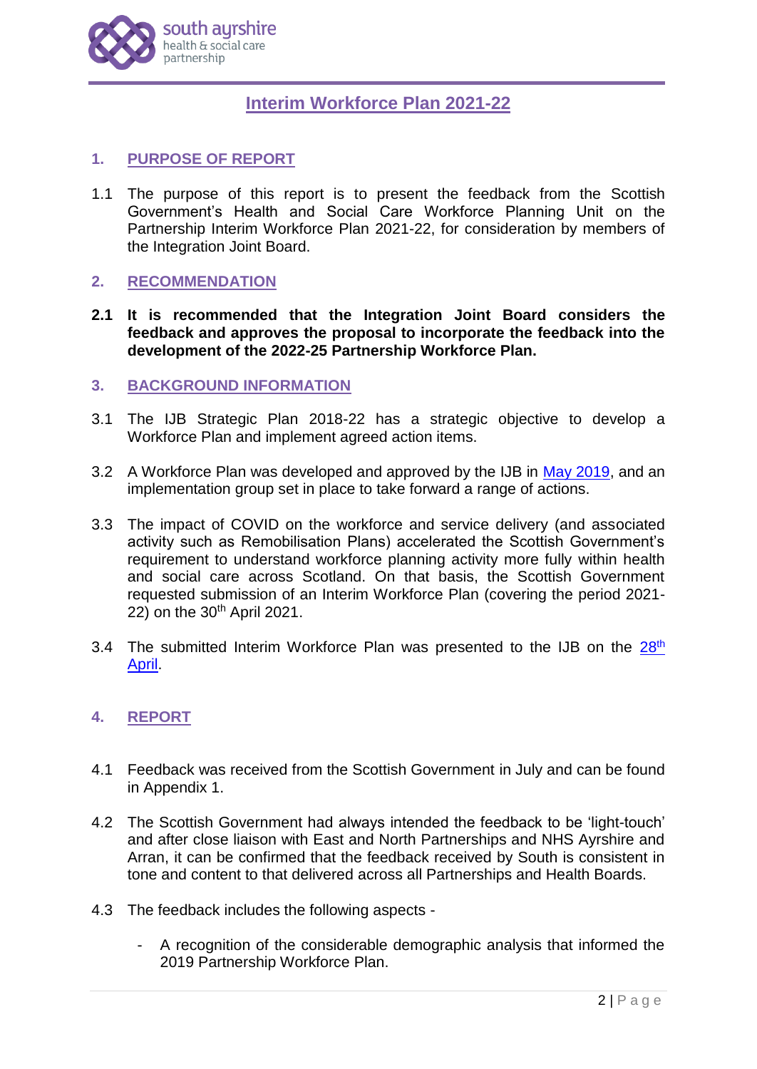# Interim Workforce Plan 2021-22

## 1. PURPOSE OF REPORT

1.1 The purpose of this report is to present the feedback from the Scottish Government's Health and Social Care Workforce Planning Unit on the Partnership Interim Workforce Plan 2021-22, for consideration by members of the Integration Joint Board.

## 2. RECOMMENDATION

**2.1 It is recommended that the Integration Joint Board considers the feedback and approves the proposal to incorporate the feedback into the development of the 2022-25 Partnership Workforce Plan.**

## 3. BACKGROUND INFORMATION

3.1 The IJB Strategic Plan 2018-22 has a strategic objective to develop a Workforce Plan and implement agreed action items.

3.2 A Workforce Plan was developed and approved by the IJB in May 2019, and an implementation group set in place to take forward a range of actions.

3.3 The impact of COVID on the workforce and service delivery (and associated activity such as Remobilisation Plans) accelerated the Scottish Government's requirement to understand workforce planning activity more fully within health and social care across Scotland. On that basis, the Scottish Government requested submission of an Interim Workforce Plan (covering the period 2021-22) on the 30th April 2021.

3.4 The submitted Interim Workforce Plan was presented to the IJB on the 28th April.

## 4. REPORT

4.1 Feedback was received from the Scottish Government in July and can be found in Appendix 1.

4.2 The Scottish Government had always intended the feedback to be 'light-touch' and after close liaison with East and North Partnerships and NHS Ayrshire and Arran, it can be confirmed that the feedback received by South is consistent in tone and content to that delivered across all Partnerships and Health Boards.

4.3 The feedback includes the following aspects -

- A recognition of the considerable demographic analysis that informed the 2019 Partnership Workforce Plan.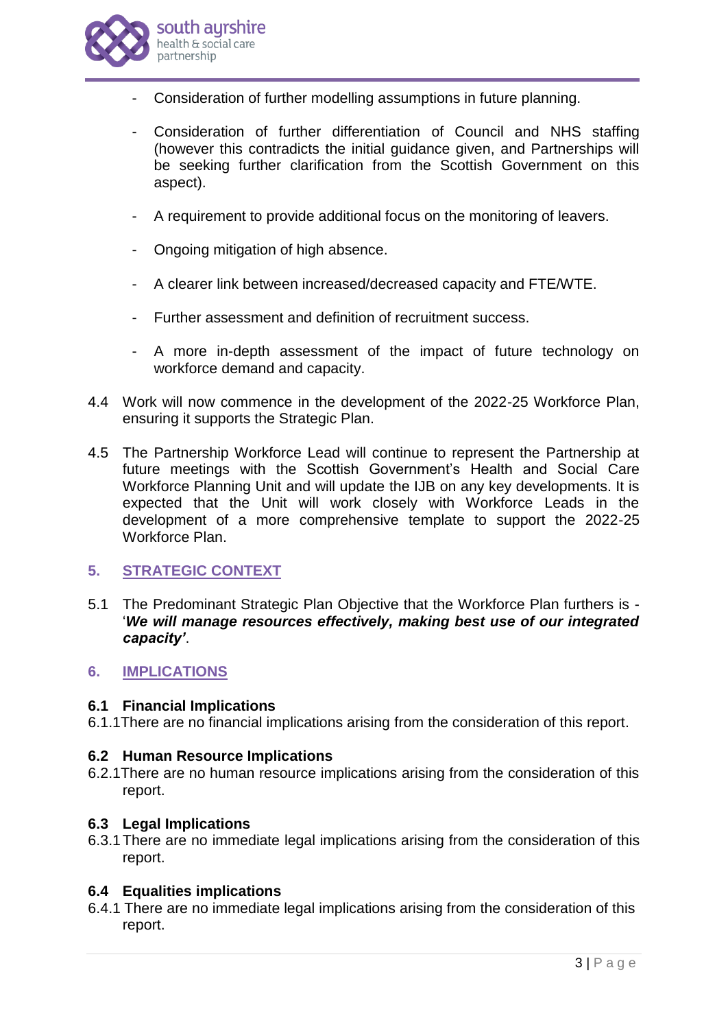- Consideration of further modelling assumptions in future planning.

- Consideration of further differentiation of Council and NHS staffing (however this contradicts the initial guidance given, and Partnerships will be seeking further clarification from the Scottish Government on this aspect).

- A requirement to provide additional focus on the monitoring of leavers.

- Ongoing mitigation of high absence.

- A clearer link between increased/decreased capacity and FTE/WTE.

- Further assessment and definition of recruitment success.

- A more in-depth assessment of the impact of future technology on workforce demand and capacity.

4.4 Work will now commence in the development of the 2022-25 Workforce Plan, ensuring it supports the Strategic Plan.

4.5 The Partnership Workforce Lead will continue to represent the Partnership at future meetings with the Scottish Government's Health and Social Care Workforce Planning Unit and will update the IJB on any key developments. It is expected that the Unit will work closely with Workforce Leads in the development of a more comprehensive template to support the 2022-25 Workforce Plan.

## 5. STRATEGIC CONTEXT

5.1 The Predominant Strategic Plan Objective that the Workforce Plan furthers is - '***We will manage resources effectively, making best use of our integrated capacity'***.

## 6. IMPLICATIONS

### 6.1 Financial Implications

6.1.1 There are no financial implications arising from the consideration of this report.

### 6.2 Human Resource Implications

6.2.1 There are no human resource implications arising from the consideration of this report.

### 6.3 Legal Implications

6.3.1 There are no immediate legal implications arising from the consideration of this report.

### 6.4 Equalities implications

6.4.1 There are no immediate legal implications arising from the consideration of this report.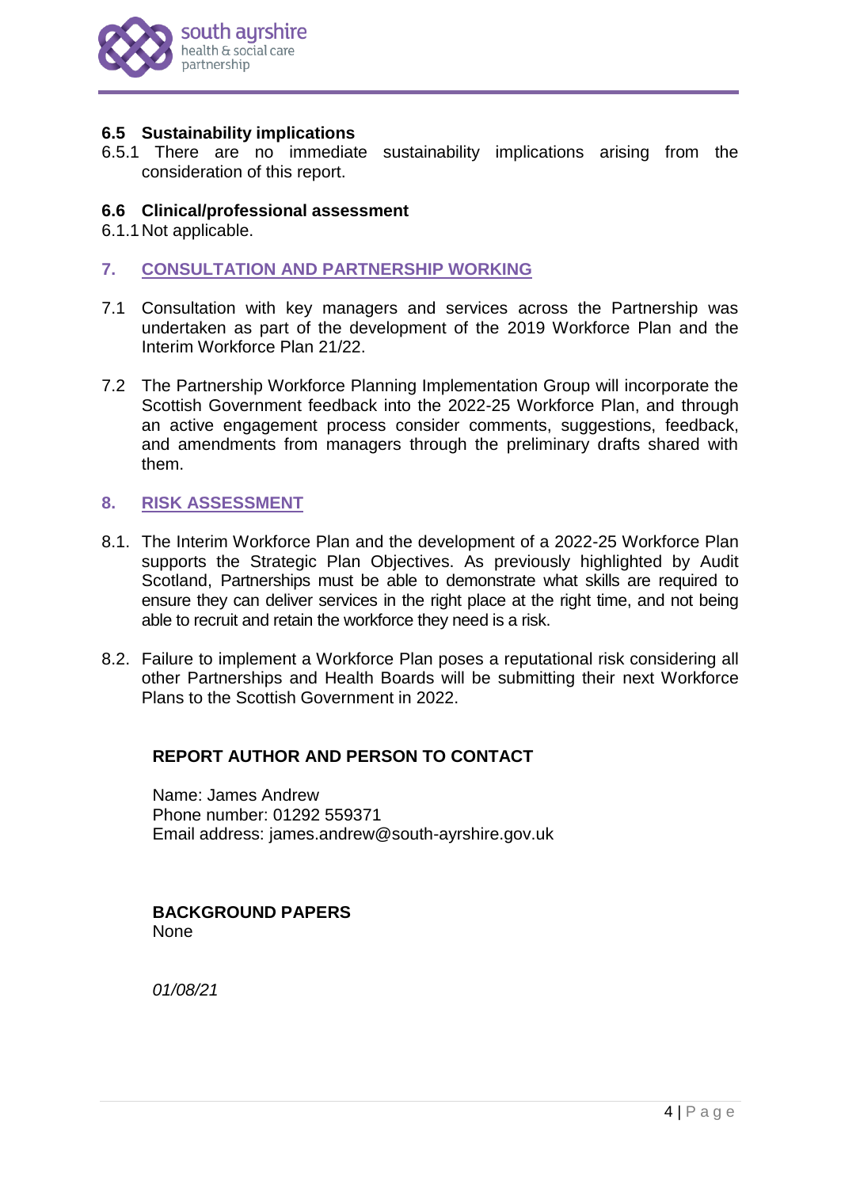### 6.5 Sustainability implications

6.5.1 There are no immediate sustainability implications arising from the consideration of this report.

### 6.6 Clinical/professional assessment

6.1.1 Not applicable.

## 7. CONSULTATION AND PARTNERSHIP WORKING

7.1 Consultation with key managers and services across the Partnership was undertaken as part of the development of the 2019 Workforce Plan and the Interim Workforce Plan 21/22.

7.2 The Partnership Workforce Planning Implementation Group will incorporate the Scottish Government feedback into the 2022-25 Workforce Plan, and through an active engagement process consider comments, suggestions, feedback, and amendments from managers through the preliminary drafts shared with them.

## 8. RISK ASSESSMENT

8.1. The Interim Workforce Plan and the development of a 2022-25 Workforce Plan supports the Strategic Plan Objectives. As previously highlighted by Audit Scotland, Partnerships must be able to demonstrate what skills are required to ensure they can deliver services in the right place at the right time, and not being able to recruit and retain the workforce they need is a risk.

8.2. Failure to implement a Workforce Plan poses a reputational risk considering all other Partnerships and Health Boards will be submitting their next Workforce Plans to the Scottish Government in 2022.

**REPORT AUTHOR AND PERSON TO CONTACT**

Name: James Andrew
Phone number: 01292 559371
Email address: james.andrew@south-ayrshire.gov.uk

**BACKGROUND PAPERS**
None

*01/08/21*